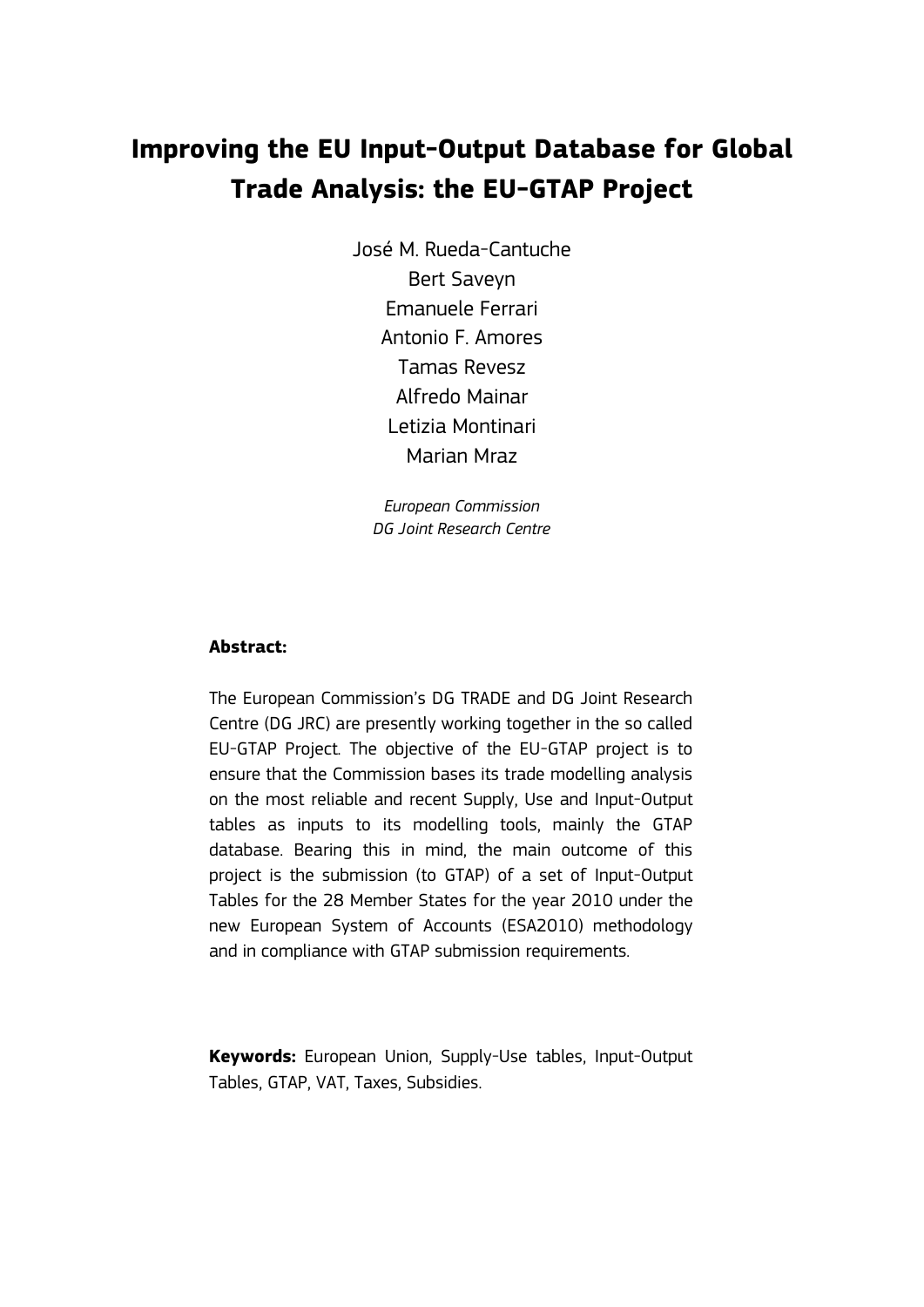# Improving the EU Input-Output Database for Global Trade Analysis: the EU-GTAP Project

José M. Rueda-Cantuche
Bert Saveyn
Emanuele Ferrari
Antonio F. Amores
Tamas Revesz
Alfredo Mainar
Letizia Montinari
Marian Mraz

*European Commission*
*DG Joint Research Centre*

**Abstract:**

The European Commission's DG TRADE and DG Joint Research Centre (DG JRC) are presently working together in the so called EU-GTAP Project. The objective of the EU-GTAP project is to ensure that the Commission bases its trade modelling analysis on the most reliable and recent Supply, Use and Input-Output tables as inputs to its modelling tools, mainly the GTAP database. Bearing this in mind, the main outcome of this project is the submission (to GTAP) of a set of Input-Output Tables for the 28 Member States for the year 2010 under the new European System of Accounts (ESA2010) methodology and in compliance with GTAP submission requirements.

**Keywords:** European Union, Supply-Use tables, Input-Output Tables, GTAP, VAT, Taxes, Subsidies.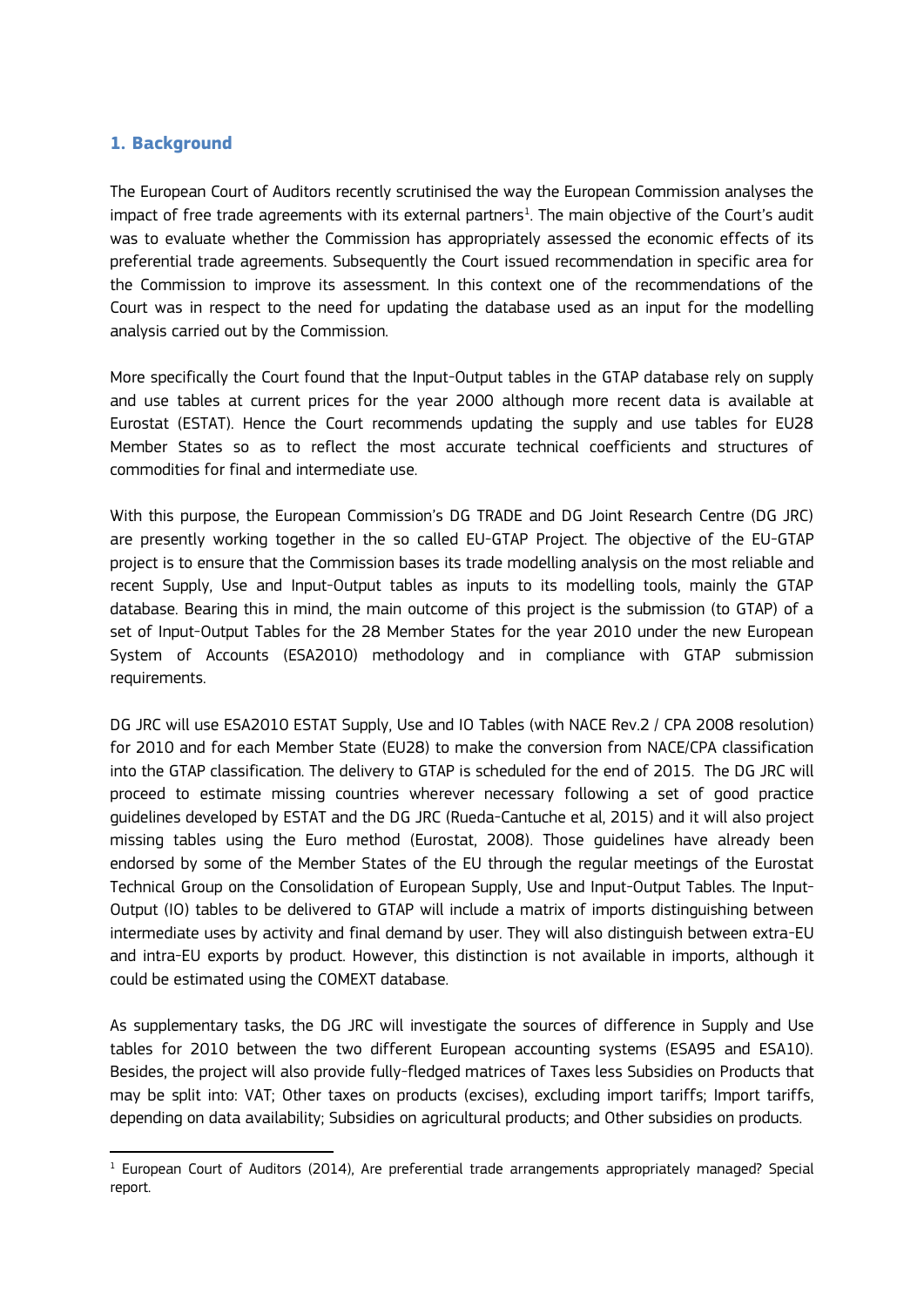## 1. Background

The European Court of Auditors recently scrutinised the way the European Commission analyses the impact of free trade agreements with its external partners[1]. The main objective of the Court's audit was to evaluate whether the Commission has appropriately assessed the economic effects of its preferential trade agreements. Subsequently the Court issued recommendation in specific area for the Commission to improve its assessment. In this context one of the recommendations of the Court was in respect to the need for updating the database used as an input for the modelling analysis carried out by the Commission.

More specifically the Court found that the Input-Output tables in the GTAP database rely on supply and use tables at current prices for the year 2000 although more recent data is available at Eurostat (ESTAT). Hence the Court recommends updating the supply and use tables for EU28 Member States so as to reflect the most accurate technical coefficients and structures of commodities for final and intermediate use.

With this purpose, the European Commission's DG TRADE and DG Joint Research Centre (DG JRC) are presently working together in the so called EU-GTAP Project. The objective of the EU-GTAP project is to ensure that the Commission bases its trade modelling analysis on the most reliable and recent Supply, Use and Input-Output tables as inputs to its modelling tools, mainly the GTAP database. Bearing this in mind, the main outcome of this project is the submission (to GTAP) of a set of Input-Output Tables for the 28 Member States for the year 2010 under the new European System of Accounts (ESA2010) methodology and in compliance with GTAP submission requirements.

DG JRC will use ESA2010 ESTAT Supply, Use and IO Tables (with NACE Rev.2 / CPA 2008 resolution) for 2010 and for each Member State (EU28) to make the conversion from NACE/CPA classification into the GTAP classification. The delivery to GTAP is scheduled for the end of 2015. The DG JRC will proceed to estimate missing countries wherever necessary following a set of good practice guidelines developed by ESTAT and the DG JRC (Rueda-Cantuche et al, 2015) and it will also project missing tables using the Euro method (Eurostat, 2008). Those guidelines have already been endorsed by some of the Member States of the EU through the regular meetings of the Eurostat Technical Group on the Consolidation of European Supply, Use and Input-Output Tables. The Input-Output (IO) tables to be delivered to GTAP will include a matrix of imports distinguishing between intermediate uses by activity and final demand by user. They will also distinguish between extra-EU and intra-EU exports by product. However, this distinction is not available in imports, although it could be estimated using the COMEXT database.

As supplementary tasks, the DG JRC will investigate the sources of difference in Supply and Use tables for 2010 between the two different European accounting systems (ESA95 and ESA10). Besides, the project will also provide fully-fledged matrices of Taxes less Subsidies on Products that may be split into: VAT; Other taxes on products (excises), excluding import tariffs; Import tariffs, depending on data availability; Subsidies on agricultural products; and Other subsidies on products.

---

[1] European Court of Auditors (2014), Are preferential trade arrangements appropriately managed? Special report.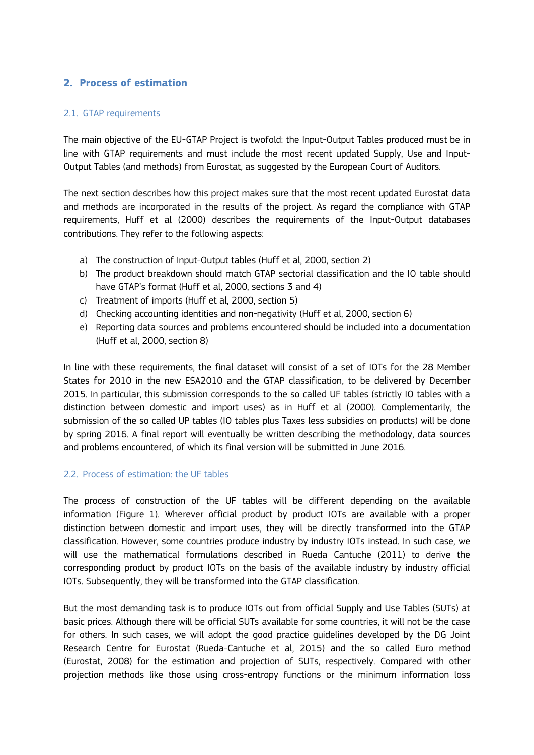## 2. Process of estimation

### 2.1. GTAP requirements

The main objective of the EU-GTAP Project is twofold: the Input-Output Tables produced must be in line with GTAP requirements and must include the most recent updated Supply, Use and Input-Output Tables (and methods) from Eurostat, as suggested by the European Court of Auditors.

The next section describes how this project makes sure that the most recent updated Eurostat data and methods are incorporated in the results of the project. As regard the compliance with GTAP requirements, Huff et al (2000) describes the requirements of the Input-Output databases contributions. They refer to the following aspects:

a) The construction of Input-Output tables (Huff et al, 2000, section 2)
b) The product breakdown should match GTAP sectorial classification and the IO table should have GTAP's format (Huff et al, 2000, sections 3 and 4)
c) Treatment of imports (Huff et al, 2000, section 5)
d) Checking accounting identities and non-negativity (Huff et al, 2000, section 6)
e) Reporting data sources and problems encountered should be included into a documentation (Huff et al, 2000, section 8)

In line with these requirements, the final dataset will consist of a set of IOTs for the 28 Member States for 2010 in the new ESA2010 and the GTAP classification, to be delivered by December 2015. In particular, this submission corresponds to the so called UF tables (strictly IO tables with a distinction between domestic and import uses) as in Huff et al (2000). Complementarily, the submission of the so called UP tables (IO tables plus Taxes less subsidies on products) will be done by spring 2016. A final report will eventually be written describing the methodology, data sources and problems encountered, of which its final version will be submitted in June 2016.

### 2.2. Process of estimation: the UF tables

The process of construction of the UF tables will be different depending on the available information (Figure 1). Wherever official product by product IOTs are available with a proper distinction between domestic and import uses, they will be directly transformed into the GTAP classification. However, some countries produce industry by industry IOTs instead. In such case, we will use the mathematical formulations described in Rueda Cantuche (2011) to derive the corresponding product by product IOTs on the basis of the available industry by industry official IOTs. Subsequently, they will be transformed into the GTAP classification.

But the most demanding task is to produce IOTs out from official Supply and Use Tables (SUTs) at basic prices. Although there will be official SUTs available for some countries, it will not be the case for others. In such cases, we will adopt the good practice guidelines developed by the DG Joint Research Centre for Eurostat (Rueda-Cantuche et al, 2015) and the so called Euro method (Eurostat, 2008) for the estimation and projection of SUTs, respectively. Compared with other projection methods like those using cross-entropy functions or the minimum information loss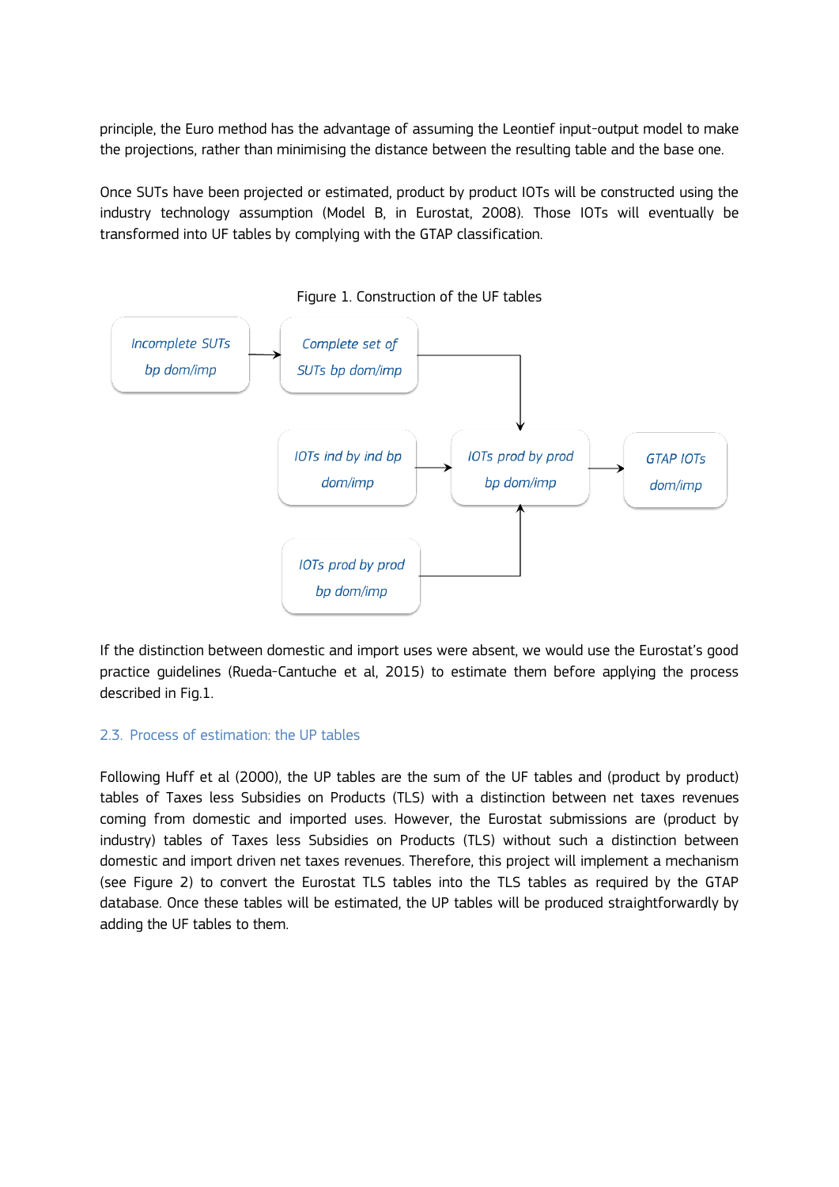principle, the Euro method has the advantage of assuming the Leontief input-output model to make the projections, rather than minimising the distance between the resulting table and the base one.

Once SUTs have been projected or estimated, product by product IOTs will be constructed using the industry technology assumption (Model B, in Eurostat, 2008). Those IOTs will eventually be transformed into UF tables by complying with the GTAP classification.

Figure 1. Construction of the UF tables

*Incomplete SUTs bp dom/imp* → *Complete set of SUTs bp dom/imp* → *IOTs prod by prod bp dom/imp*

*IOTs ind by ind bp dom/imp* → *IOTs prod by prod bp dom/imp* → *GTAP IOTs dom/imp*

*IOTs prod by prod bp dom/imp* → *IOTs prod by prod bp dom/imp*

If the distinction between domestic and import uses were absent, we would use the Eurostat's good practice guidelines (Rueda-Cantuche et al, 2015) to estimate them before applying the process described in Fig.1.

### 2.3. Process of estimation: the UP tables

Following Huff et al (2000), the UP tables are the sum of the UF tables and (product by product) tables of Taxes less Subsidies on Products (TLS) with a distinction between net taxes revenues coming from domestic and imported uses. However, the Eurostat submissions are (product by industry) tables of Taxes less Subsidies on Products (TLS) without such a distinction between domestic and import driven net taxes revenues. Therefore, this project will implement a mechanism (see Figure 2) to convert the Eurostat TLS tables into the TLS tables as required by the GTAP database. Once these tables will be estimated, the UP tables will be produced straightforwardly by adding the UF tables to them.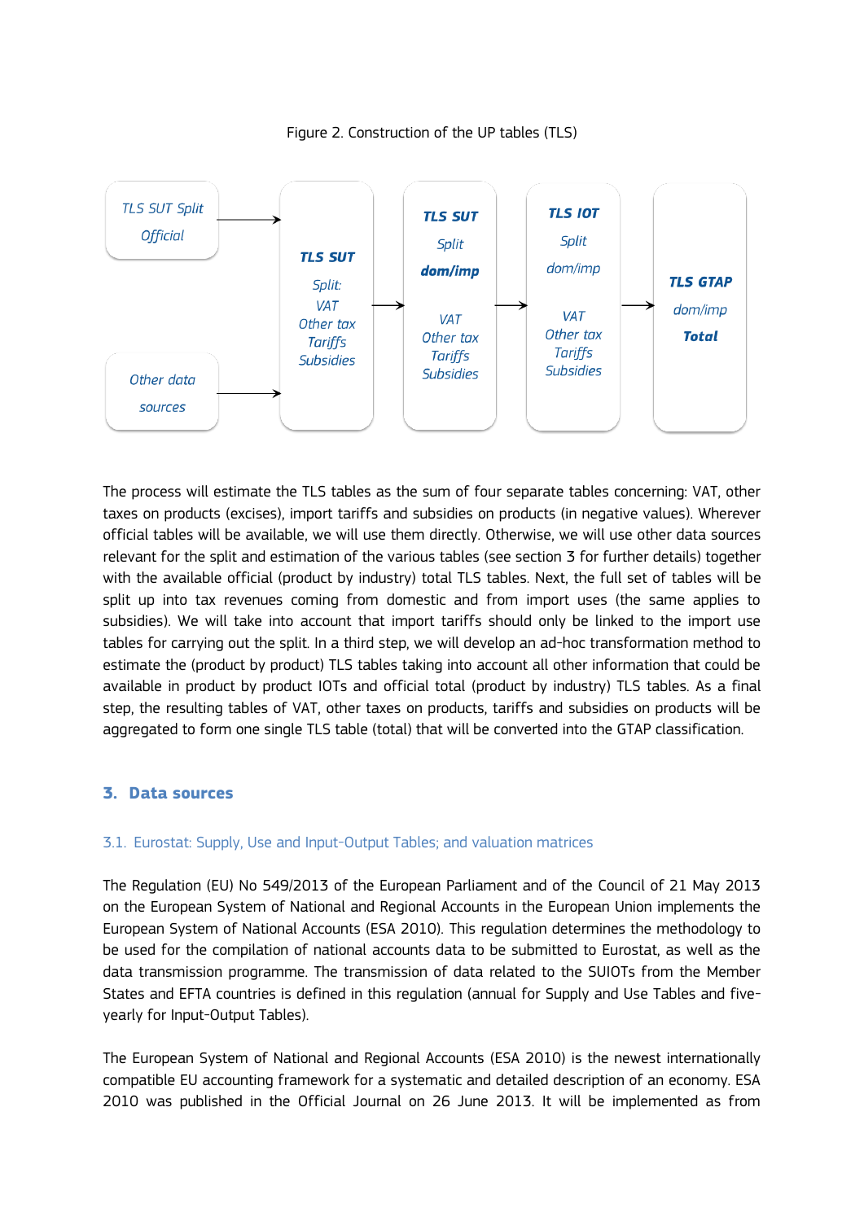Figure 2. Construction of the UP tables (TLS)

*TLS SUT Split Official* → **TLS SUT** *Split: VAT, Other tax, Tariffs, Subsidies*

*Other data sources* → **TLS SUT** *Split: VAT, Other tax, Tariffs, Subsidies*

**TLS SUT** *Split: VAT, Other tax, Tariffs, Subsidies* → ***TLS SUT*** *Split* ***dom/imp*** *VAT, Other tax, Tariffs, Subsidies* → ***TLS IOT*** *Split dom/imp VAT, Other tax, Tariffs, Subsidies* → ***TLS GTAP*** *dom/imp* ***Total***

The process will estimate the TLS tables as the sum of four separate tables concerning: VAT, other taxes on products (excises), import tariffs and subsidies on products (in negative values). Wherever official tables will be available, we will use them directly. Otherwise, we will use other data sources relevant for the split and estimation of the various tables (see section 3 for further details) together with the available official (product by industry) total TLS tables. Next, the full set of tables will be split up into tax revenues coming from domestic and from import uses (the same applies to subsidies). We will take into account that import tariffs should only be linked to the import use tables for carrying out the split. In a third step, we will develop an ad-hoc transformation method to estimate the (product by product) TLS tables taking into account all other information that could be available in product by product IOTs and official total (product by industry) TLS tables. As a final step, the resulting tables of VAT, other taxes on products, tariffs and subsidies on products will be aggregated to form one single TLS table (total) that will be converted into the GTAP classification.

## 3. Data sources

### 3.1. Eurostat: Supply, Use and Input-Output Tables; and valuation matrices

The Regulation (EU) No 549/2013 of the European Parliament and of the Council of 21 May 2013 on the European System of National and Regional Accounts in the European Union implements the European System of National Accounts (ESA 2010). This regulation determines the methodology to be used for the compilation of national accounts data to be submitted to Eurostat, as well as the data transmission programme. The transmission of data related to the SUIOTs from the Member States and EFTA countries is defined in this regulation (annual for Supply and Use Tables and five-yearly for Input-Output Tables).

The European System of National and Regional Accounts (ESA 2010) is the newest internationally compatible EU accounting framework for a systematic and detailed description of an economy. ESA 2010 was published in the Official Journal on 26 June 2013. It will be implemented as from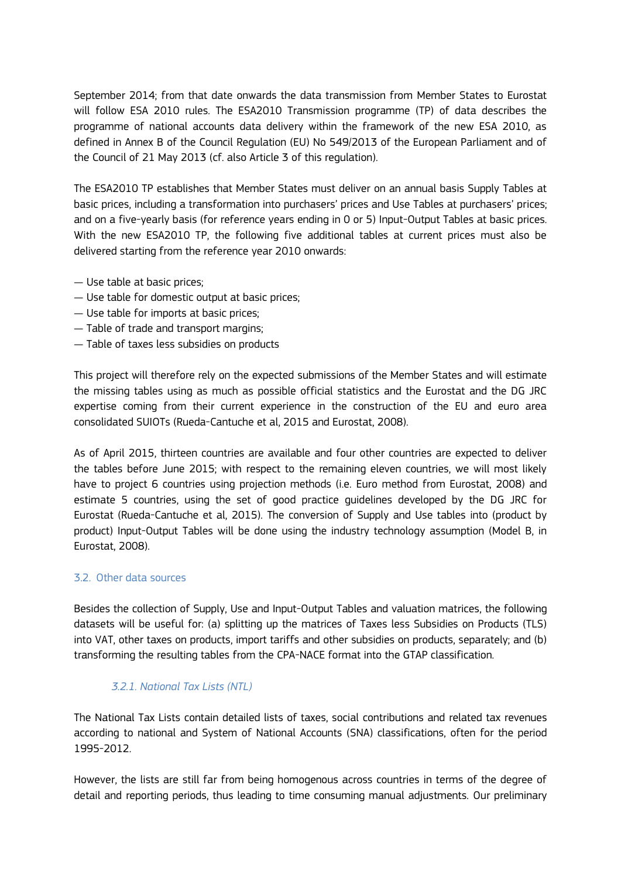September 2014; from that date onwards the data transmission from Member States to Eurostat will follow ESA 2010 rules. The ESA2010 Transmission programme (TP) of data describes the programme of national accounts data delivery within the framework of the new ESA 2010, as defined in Annex B of the Council Regulation (EU) No 549/2013 of the European Parliament and of the Council of 21 May 2013 (cf. also Article 3 of this regulation).

The ESA2010 TP establishes that Member States must deliver on an annual basis Supply Tables at basic prices, including a transformation into purchasers' prices and Use Tables at purchasers' prices; and on a five-yearly basis (for reference years ending in 0 or 5) Input-Output Tables at basic prices. With the new ESA2010 TP, the following five additional tables at current prices must also be delivered starting from the reference year 2010 onwards:

— Use table at basic prices;
— Use table for domestic output at basic prices;
— Use table for imports at basic prices;
— Table of trade and transport margins;
— Table of taxes less subsidies on products

This project will therefore rely on the expected submissions of the Member States and will estimate the missing tables using as much as possible official statistics and the Eurostat and the DG JRC expertise coming from their current experience in the construction of the EU and euro area consolidated SUIOTs (Rueda-Cantuche et al, 2015 and Eurostat, 2008).

As of April 2015, thirteen countries are available and four other countries are expected to deliver the tables before June 2015; with respect to the remaining eleven countries, we will most likely have to project 6 countries using projection methods (i.e. Euro method from Eurostat, 2008) and estimate 5 countries, using the set of good practice guidelines developed by the DG JRC for Eurostat (Rueda-Cantuche et al, 2015). The conversion of Supply and Use tables into (product by product) Input-Output Tables will be done using the industry technology assumption (Model B, in Eurostat, 2008).

## 3.2. Other data sources

Besides the collection of Supply, Use and Input-Output Tables and valuation matrices, the following datasets will be useful for: (a) splitting up the matrices of Taxes less Subsidies on Products (TLS) into VAT, other taxes on products, import tariffs and other subsidies on products, separately; and (b) transforming the resulting tables from the CPA-NACE format into the GTAP classification.

### *3.2.1. National Tax Lists (NTL)*

The National Tax Lists contain detailed lists of taxes, social contributions and related tax revenues according to national and System of National Accounts (SNA) classifications, often for the period 1995-2012.

However, the lists are still far from being homogenous across countries in terms of the degree of detail and reporting periods, thus leading to time consuming manual adjustments. Our preliminary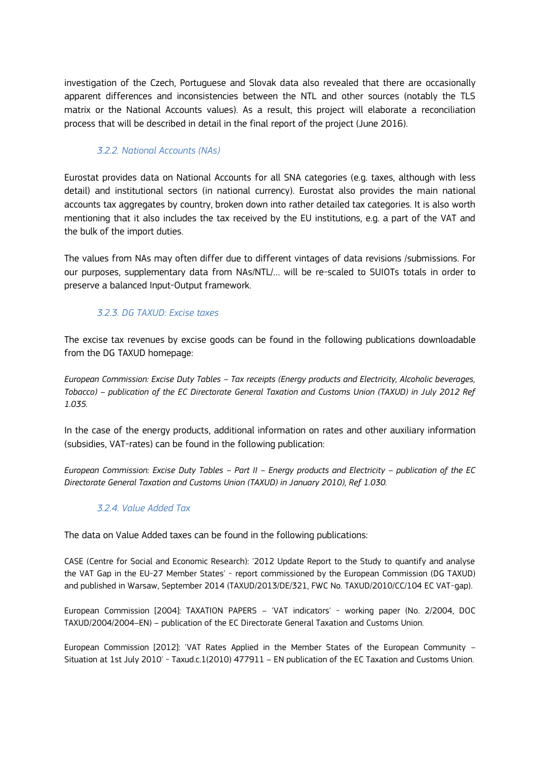investigation of the Czech, Portuguese and Slovak data also revealed that there are occasionally apparent differences and inconsistencies between the NTL and other sources (notably the TLS matrix or the National Accounts values). As a result, this project will elaborate a reconciliation process that will be described in detail in the final report of the project (June 2016).

### *3.2.2. National Accounts (NAs)*

Eurostat provides data on National Accounts for all SNA categories (e.g. taxes, although with less detail) and institutional sectors (in national currency). Eurostat also provides the main national accounts tax aggregates by country, broken down into rather detailed tax categories. It is also worth mentioning that it also includes the tax received by the EU institutions, e.g. a part of the VAT and the bulk of the import duties.

The values from NAs may often differ due to different vintages of data revisions /submissions. For our purposes, supplementary data from NAs/NTL/… will be re-scaled to SUIOTs totals in order to preserve a balanced Input-Output framework.

### *3.2.3. DG TAXUD: Excise taxes*

The excise tax revenues by excise goods can be found in the following publications downloadable from the DG TAXUD homepage:

*European Commission: Excise Duty Tables – Tax receipts (Energy products and Electricity, Alcoholic beverages, Tobacco) – publication of the EC Directorate General Taxation and Customs Union (TAXUD) in July 2012 Ref 1.035.*

In the case of the energy products, additional information on rates and other auxiliary information (subsidies, VAT-rates) can be found in the following publication:

*European Commission: Excise Duty Tables – Part II – Energy products and Electricity – publication of the EC Directorate General Taxation and Customs Union (TAXUD) in January 2010), Ref 1.030.*

### *3.2.4. Value Added Tax*

The data on Value Added taxes can be found in the following publications:

CASE (Centre for Social and Economic Research): '2012 Update Report to the Study to quantify and analyse the VAT Gap in the EU-27 Member States' - report commissioned by the European Commission (DG TAXUD) and published in Warsaw, September 2014 (TAXUD/2013/DE/321, FWC No. TAXUD/2010/CC/104 EC VAT-gap).

European Commission [2004]: TAXATION PAPERS – 'VAT indicators' - working paper (No. 2/2004, DOC TAXUD/2004/2004–EN) – publication of the EC Directorate General Taxation and Customs Union.

European Commission [2012]: 'VAT Rates Applied in the Member States of the European Community – Situation at 1st July 2010' - Taxud.c.1(2010) 477911 – EN publication of the EC Taxation and Customs Union.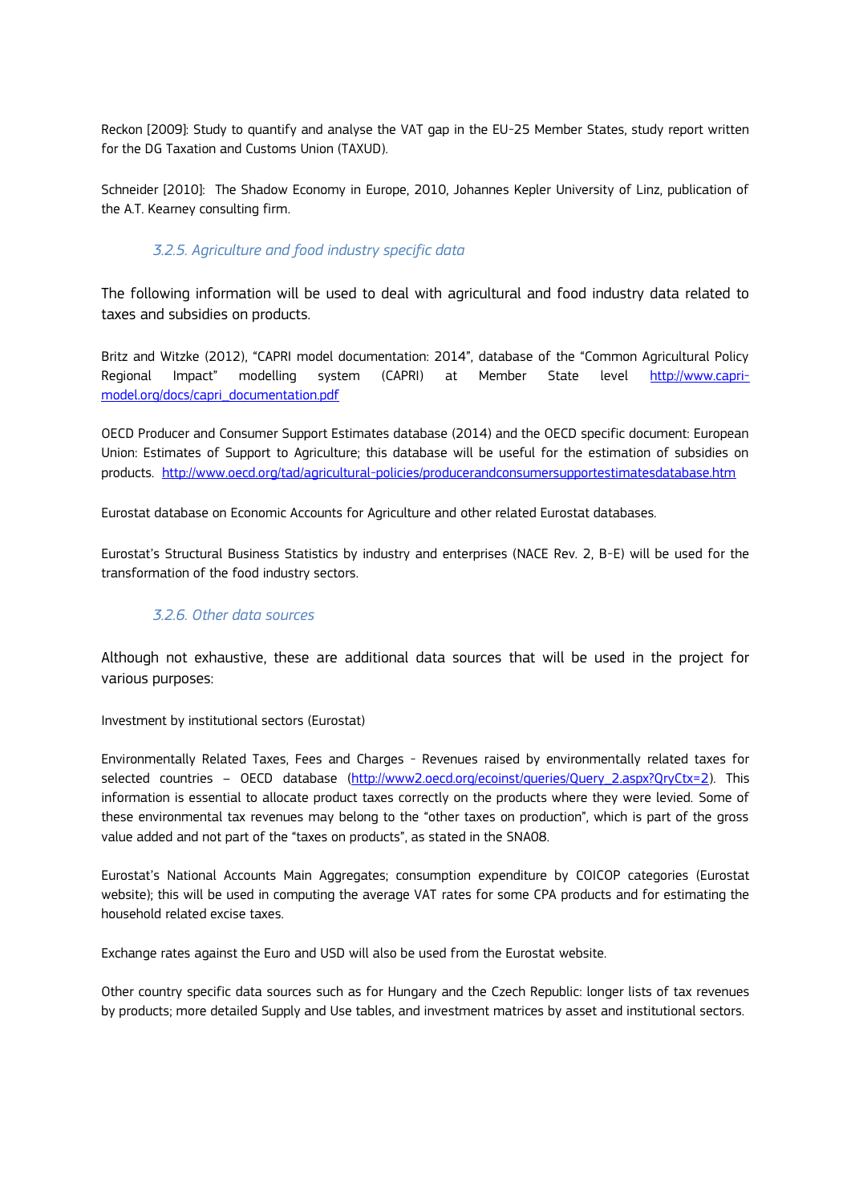Reckon [2009]: Study to quantify and analyse the VAT gap in the EU-25 Member States, study report written for the DG Taxation and Customs Union (TAXUD).

Schneider [2010]: The Shadow Economy in Europe, 2010, Johannes Kepler University of Linz, publication of the A.T. Kearney consulting firm.

### *3.2.5. Agriculture and food industry specific data*

The following information will be used to deal with agricultural and food industry data related to taxes and subsidies on products.

Britz and Witzke (2012), "CAPRI model documentation: 2014", database of the "Common Agricultural Policy Regional Impact" modelling system (CAPRI) at Member State level http://www.capri-model.org/docs/capri_documentation.pdf

OECD Producer and Consumer Support Estimates database (2014) and the OECD specific document: European Union: Estimates of Support to Agriculture; this database will be useful for the estimation of subsidies on products. http://www.oecd.org/tad/agricultural-policies/producerandconsumersupportestimatesdatabase.htm

Eurostat database on Economic Accounts for Agriculture and other related Eurostat databases.

Eurostat's Structural Business Statistics by industry and enterprises (NACE Rev. 2, B-E) will be used for the transformation of the food industry sectors.

### *3.2.6. Other data sources*

Although not exhaustive, these are additional data sources that will be used in the project for various purposes:

Investment by institutional sectors (Eurostat)

Environmentally Related Taxes, Fees and Charges - Revenues raised by environmentally related taxes for selected countries – OECD database (http://www2.oecd.org/ecoinst/queries/Query_2.aspx?QryCtx=2). This information is essential to allocate product taxes correctly on the products where they were levied. Some of these environmental tax revenues may belong to the "other taxes on production", which is part of the gross value added and not part of the "taxes on products", as stated in the SNA08.

Eurostat's National Accounts Main Aggregates; consumption expenditure by COICOP categories (Eurostat website); this will be used in computing the average VAT rates for some CPA products and for estimating the household related excise taxes.

Exchange rates against the Euro and USD will also be used from the Eurostat website.

Other country specific data sources such as for Hungary and the Czech Republic: longer lists of tax revenues by products; more detailed Supply and Use tables, and investment matrices by asset and institutional sectors.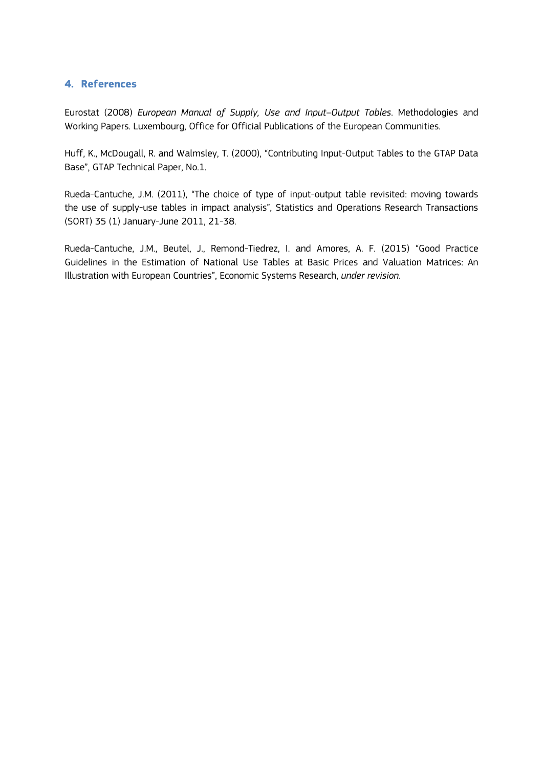## 4. References

Eurostat (2008) *European Manual of Supply, Use and Input–Output Tables*. Methodologies and Working Papers. Luxembourg, Office for Official Publications of the European Communities.

Huff, K., McDougall, R. and Walmsley, T. (2000), "Contributing Input-Output Tables to the GTAP Data Base", GTAP Technical Paper, No.1.

Rueda-Cantuche, J.M. (2011), "The choice of type of input-output table revisited: moving towards the use of supply-use tables in impact analysis", Statistics and Operations Research Transactions (SORT) 35 (1) January-June 2011, 21-38.

Rueda-Cantuche, J.M., Beutel, J., Remond-Tiedrez, I. and Amores, A. F. (2015) "Good Practice Guidelines in the Estimation of National Use Tables at Basic Prices and Valuation Matrices: An Illustration with European Countries", Economic Systems Research, *under revision*.